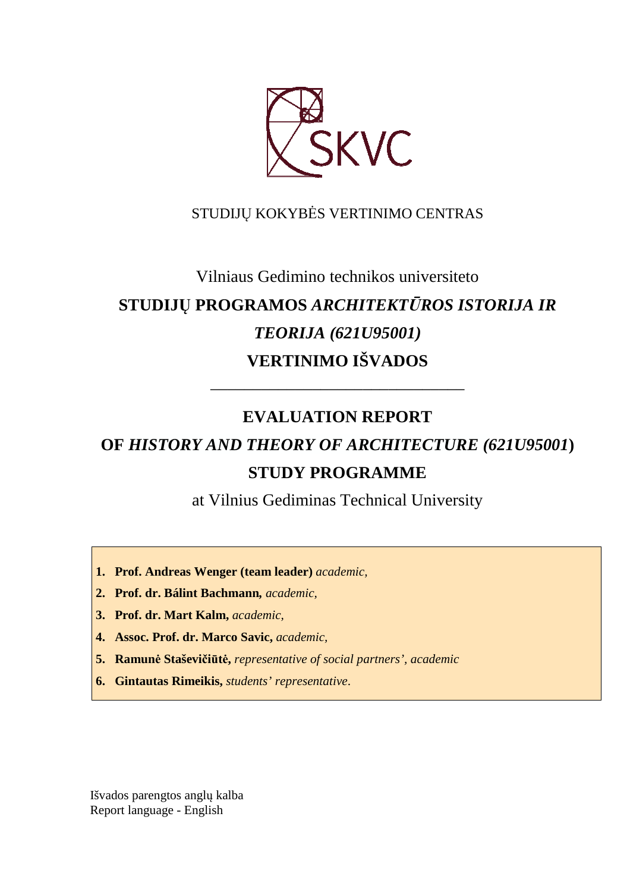STUDIJŲ KOKYBĖS VERTINIMO CENTRAS

Vilniaus Gedimino technikos universiteto

# STUDIJŲ PROGRAMOS *ARCHITEKTŪROS ISTORIJA IR TEORIJA (621U95001)* VERTINIMO IŠVADOS

---

# EVALUATION REPORT OF *HISTORY AND THEORY OF ARCHITECTURE (621U95001*) STUDY PROGRAMME

at Vilnius Gediminas Technical University

1. **Prof. Andreas Wenger (team leader)** *academic,*
2. **Prof. dr. Bálint Bachmann,** *academic,*
3. **Prof. dr. Mart Kalm,** *academic,*
4. **Assoc. Prof. dr. Marco Savic,** *academic,*
5. **Ramunė Staševičiūtė,** *representative of social partners', academic*
6. **Gintautas Rimeikis,** *students' representative*.

Išvados parengtos anglų kalba
Report language - English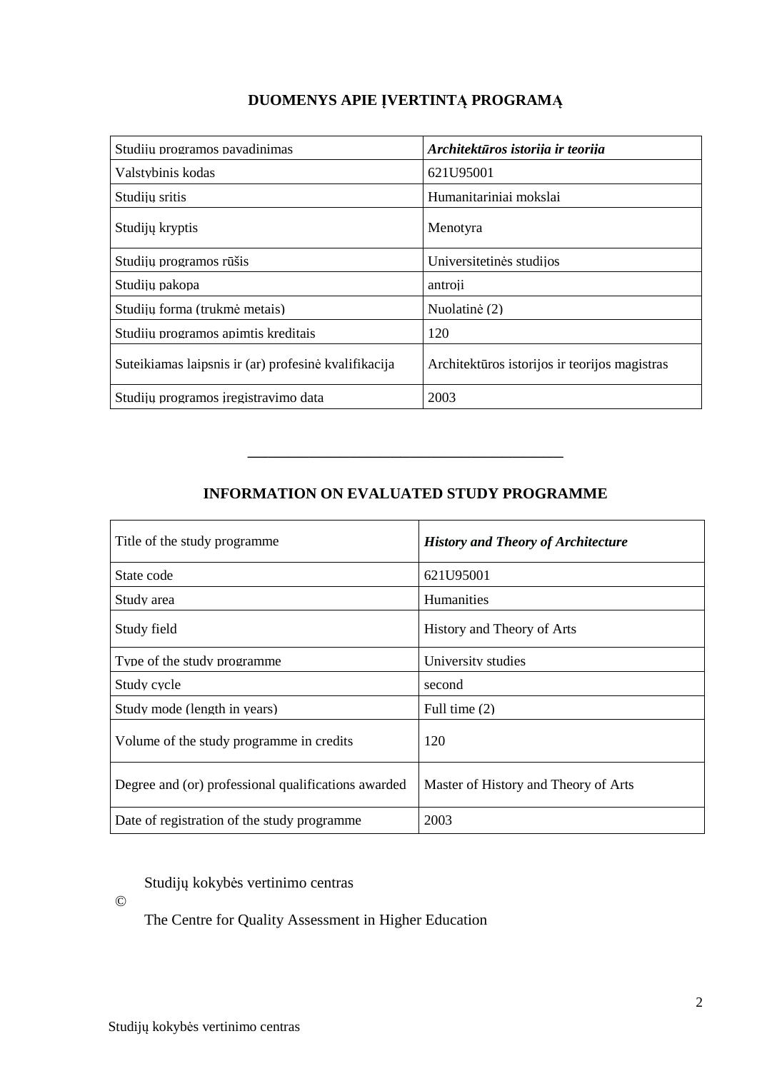## DUOMENYS APIE ĮVERTINTĄ PROGRAMĄ

| Studijų programos pavadinimas | ***Architektūros istorija ir teorija*** |
|---|---|
| Valstybinis kodas | 621U95001 |
| Studijų sritis | Humanitariniai mokslai |
| Studijų kryptis | Menotyra |
| Studijų programos rūšis | Universitetinės studijos |
| Studijų pakopa | antroji |
| Studijų forma (trukmė metais) | Nuolatinė (2) |
| Studijų programos apimtis kreditais | 120 |
| Suteikiamas laipsnis ir (ar) profesinė kvalifikacija | Architektūros istorijos ir teorijos magistras |
| Studijų programos įregistravimo data | 2003 |

---

## INFORMATION ON EVALUATED STUDY PROGRAMME

| Title of the study programme | ***History and Theory of Architecture*** |
|---|---|
| State code | 621U95001 |
| Study area | Humanities |
| Study field | History and Theory of Arts |
| Type of the study programme | University studies |
| Study cycle | second |
| Study mode (length in years) | Full time (2) |
| Volume of the study programme in credits | 120 |
| Degree and (or) professional qualifications awarded | Master of History and Theory of Arts |
| Date of registration of the study programme | 2003 |

© Studijų kokybės vertinimo centras

The Centre for Quality Assessment in Higher Education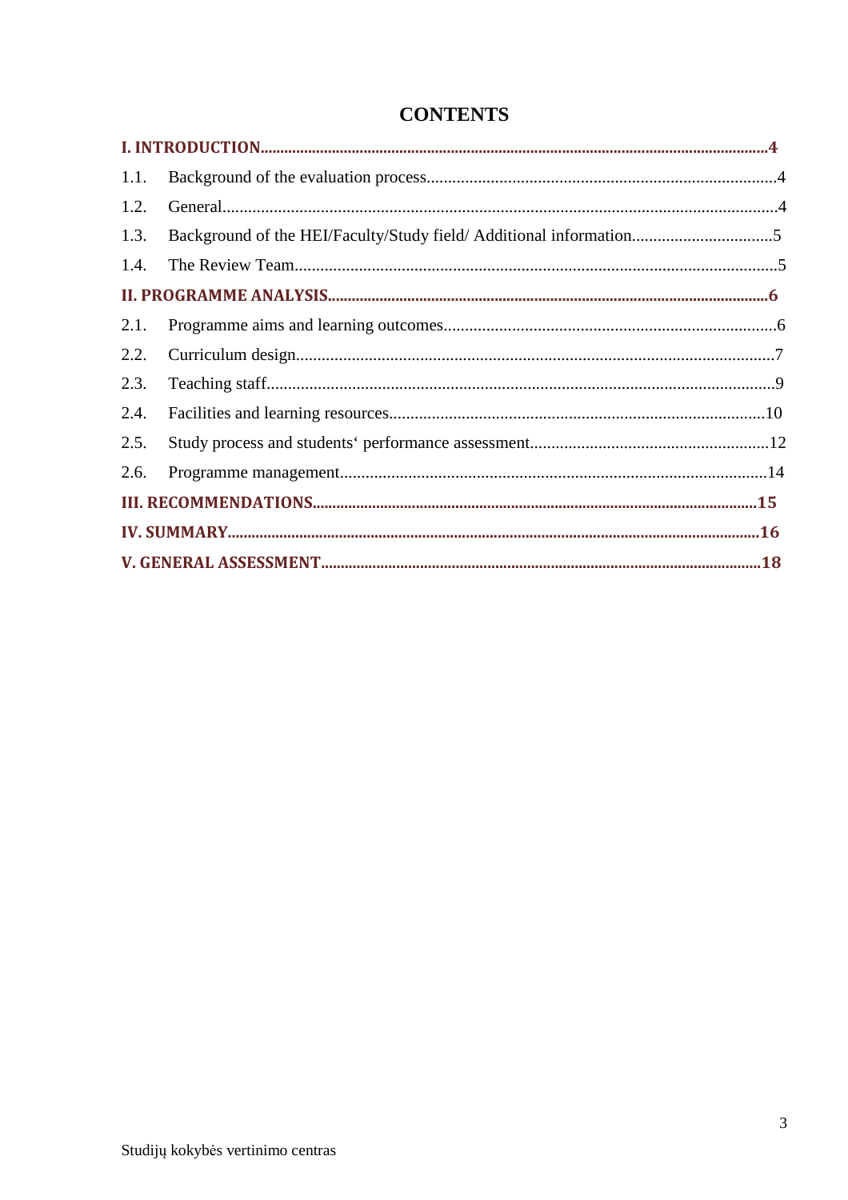# CONTENTS

**I. INTRODUCTION........................................................................................................................4**

1.1. Background of the evaluation process.................................................................................4

1.2. General.................................................................................................................................4

1.3. Background of the HEI/Faculty/Study field/ Additional information.................................5

1.4. The Review Team.................................................................................................................5

**II. PROGRAMME ANALYSIS.......................................................................................................6**

2.1. Programme aims and learning outcomes.............................................................................6

2.2. Curriculum design................................................................................................................7

2.3. Teaching staff.......................................................................................................................9

2.4. Facilities and learning resources.........................................................................................10

2.5. Study process and students‘ performance assessment........................................................12

2.6. Programme management....................................................................................................14

**III. RECOMMENDATIONS........................................................................................................15**

**IV. SUMMARY.............................................................................................................................16**

**V. GENERAL ASSESSMENT......................................................................................................18**

Studijų kokybės vertinimo centras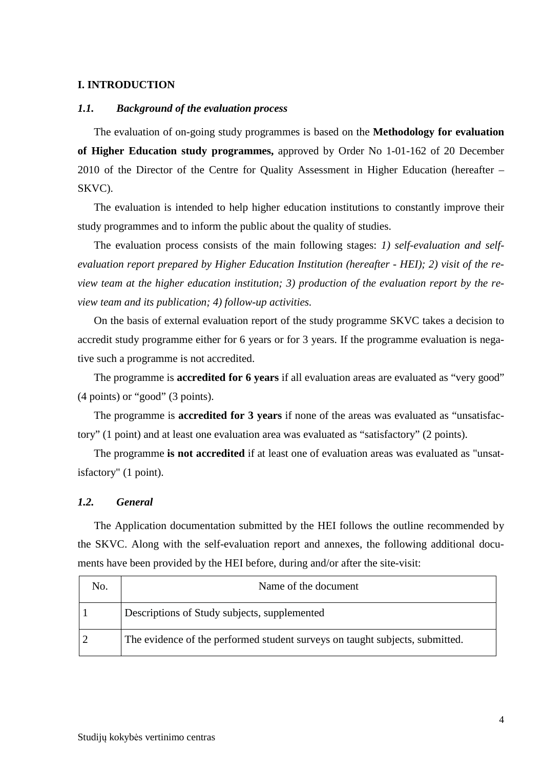## I. INTRODUCTION

### *1.1. Background of the evaluation process*

The evaluation of on-going study programmes is based on the **Methodology for evaluation of Higher Education study programmes,** approved by Order No 1-01-162 of 20 December 2010 of the Director of the Centre for Quality Assessment in Higher Education (hereafter – SKVC).

The evaluation is intended to help higher education institutions to constantly improve their study programmes and to inform the public about the quality of studies.

The evaluation process consists of the main following stages: *1) self-evaluation and self-evaluation report prepared by Higher Education Institution (hereafter - HEI); 2) visit of the review team at the higher education institution; 3) production of the evaluation report by the review team and its publication; 4) follow-up activities.*

On the basis of external evaluation report of the study programme SKVC takes a decision to accredit study programme either for 6 years or for 3 years. If the programme evaluation is negative such a programme is not accredited.

The programme is **accredited for 6 years** if all evaluation areas are evaluated as "very good" (4 points) or "good" (3 points).

The programme is **accredited for 3 years** if none of the areas was evaluated as "unsatisfactory" (1 point) and at least one evaluation area was evaluated as "satisfactory" (2 points).

The programme **is not accredited** if at least one of evaluation areas was evaluated as "unsatisfactory" (1 point).

### *1.2. General*

The Application documentation submitted by the HEI follows the outline recommended by the SKVC. Along with the self-evaluation report and annexes, the following additional documents have been provided by the HEI before, during and/or after the site-visit:

| No. | Name of the document |
|---|---|
| 1 | Descriptions of Study subjects, supplemented |
| 2 | The evidence of the performed student surveys on taught subjects, submitted. |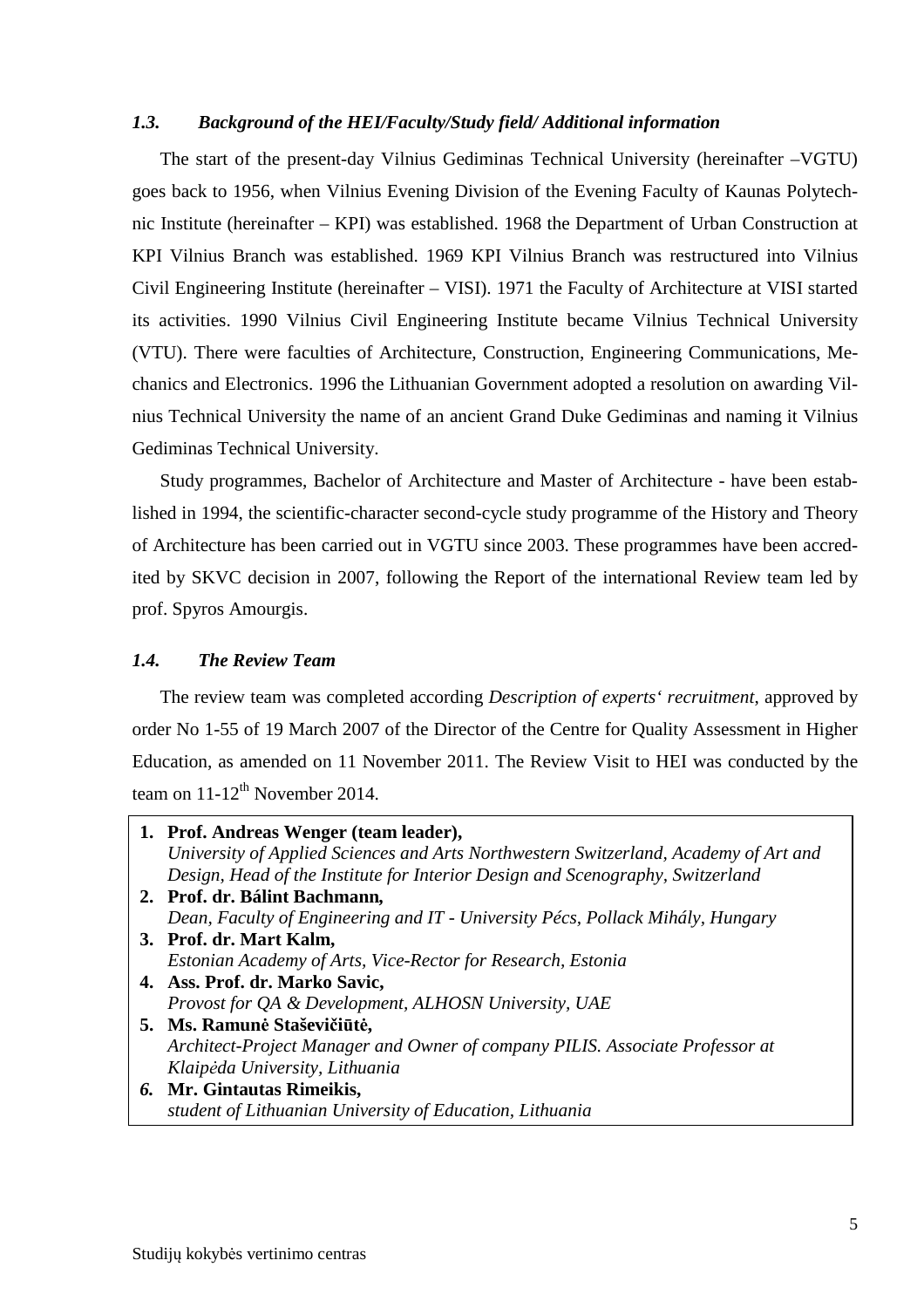### *1.3. Background of the HEI/Faculty/Study field/ Additional information*

The start of the present-day Vilnius Gediminas Technical University (hereinafter –VGTU) goes back to 1956, when Vilnius Evening Division of the Evening Faculty of Kaunas Polytechnic Institute (hereinafter – KPI) was established. 1968 the Department of Urban Construction at KPI Vilnius Branch was established. 1969 KPI Vilnius Branch was restructured into Vilnius Civil Engineering Institute (hereinafter – VISI). 1971 the Faculty of Architecture at VISI started its activities. 1990 Vilnius Civil Engineering Institute became Vilnius Technical University (VTU). There were faculties of Architecture, Construction, Engineering Communications, Mechanics and Electronics. 1996 the Lithuanian Government adopted a resolution on awarding Vilnius Technical University the name of an ancient Grand Duke Gediminas and naming it Vilnius Gediminas Technical University.

Study programmes, Bachelor of Architecture and Master of Architecture - have been established in 1994, the scientific-character second-cycle study programme of the History and Theory of Architecture has been carried out in VGTU since 2003. These programmes have been accredited by SKVC decision in 2007, following the Report of the international Review team led by prof. Spyros Amourgis.

### *1.4. The Review Team*

The review team was completed according *Description of experts' recruitment*, approved by order No 1-55 of 19 March 2007 of the Director of the Centre for Quality Assessment in Higher Education, as amended on 11 November 2011. The Review Visit to HEI was conducted by the team on 11-12th November 2014.

1. **Prof. Andreas Wenger (team leader),**
   *University of Applied Sciences and Arts Northwestern Switzerland, Academy of Art and Design, Head of the Institute for Interior Design and Scenography, Switzerland*
2. **Prof. dr. Bálint Bachmann,**
   *Dean, Faculty of Engineering and IT - University Pécs, Pollack Mihály, Hungary*
3. **Prof. dr. Mart Kalm,**
   *Estonian Academy of Arts, Vice-Rector for Research, Estonia*
4. **Ass. Prof. dr. Marko Savic,**
   *Provost for QA & Development, ALHOSN University, UAE*
5. **Ms. Ramunė Staševičiūtė,**
   *Architect-Project Manager and Owner of company PILIS. Associate Professor at Klaipėda University, Lithuania*
6. **Mr. Gintautas Rimeikis,**
   *student of Lithuanian University of Education, Lithuania*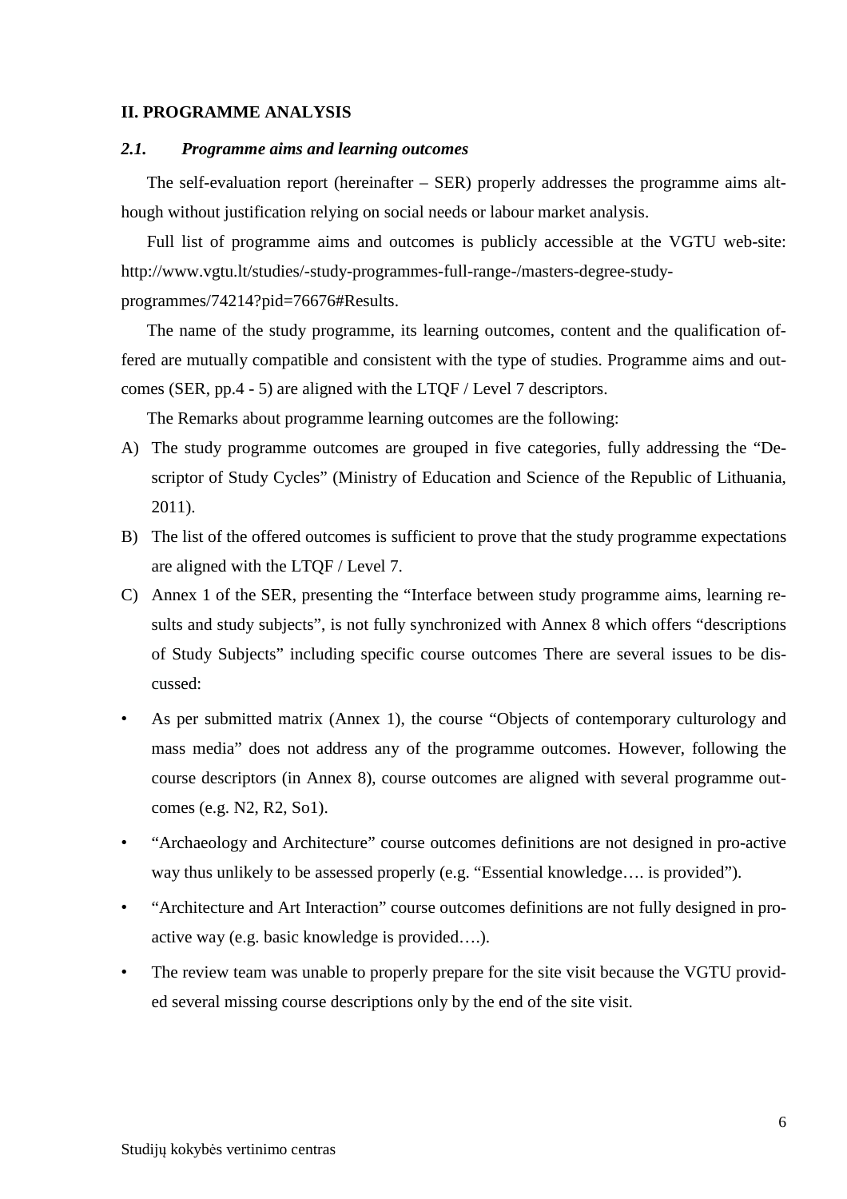## II. PROGRAMME ANALYSIS

### *2.1. Programme aims and learning outcomes*

The self-evaluation report (hereinafter – SER) properly addresses the programme aims although without justification relying on social needs or labour market analysis.

Full list of programme aims and outcomes is publicly accessible at the VGTU web-site: http://www.vgtu.lt/studies/-study-programmes-full-range-/masters-degree-study-programmes/74214?pid=76676#Results.

The name of the study programme, its learning outcomes, content and the qualification offered are mutually compatible and consistent with the type of studies. Programme aims and outcomes (SER, pp.4 - 5) are aligned with the LTQF / Level 7 descriptors.

The Remarks about programme learning outcomes are the following:

A) The study programme outcomes are grouped in five categories, fully addressing the "Descriptor of Study Cycles" (Ministry of Education and Science of the Republic of Lithuania, 2011).

B) The list of the offered outcomes is sufficient to prove that the study programme expectations are aligned with the LTQF / Level 7.

C) Annex 1 of the SER, presenting the "Interface between study programme aims, learning results and study subjects", is not fully synchronized with Annex 8 which offers "descriptions of Study Subjects" including specific course outcomes There are several issues to be discussed:

- As per submitted matrix (Annex 1), the course "Objects of contemporary culturology and mass media" does not address any of the programme outcomes. However, following the course descriptors (in Annex 8), course outcomes are aligned with several programme outcomes (e.g. N2, R2, So1).
- "Archaeology and Architecture" course outcomes definitions are not designed in pro-active way thus unlikely to be assessed properly (e.g. "Essential knowledge…. is provided").
- "Architecture and Art Interaction" course outcomes definitions are not fully designed in pro-active way (e.g. basic knowledge is provided….).
- The review team was unable to properly prepare for the site visit because the VGTU provided several missing course descriptions only by the end of the site visit.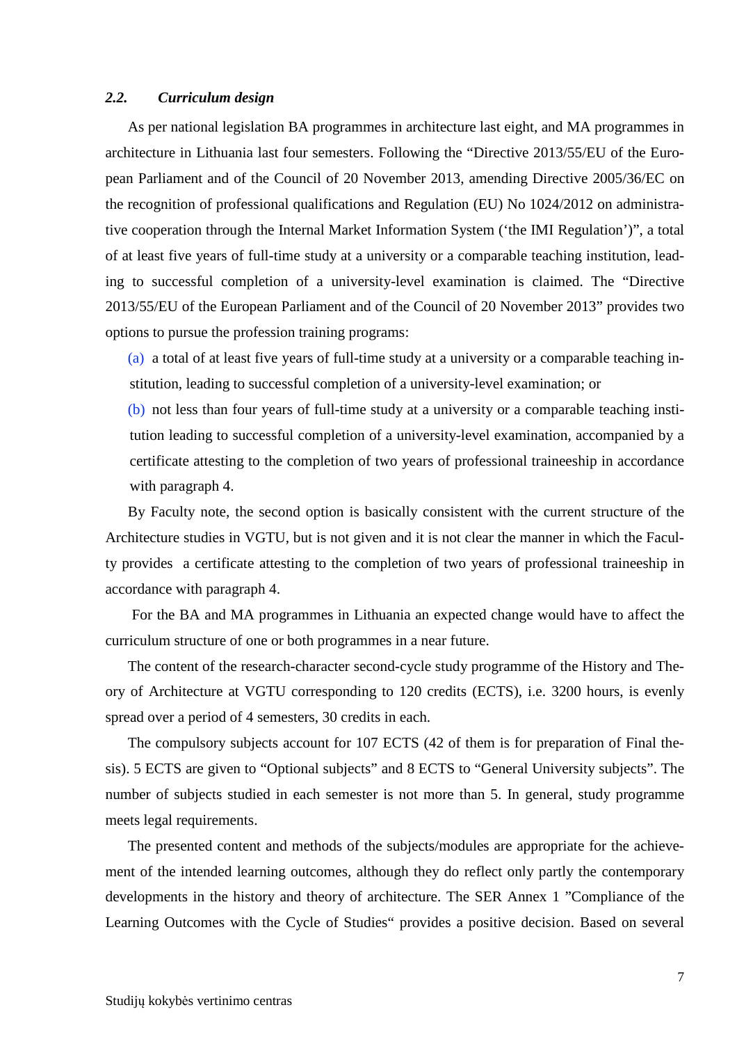### *2.2. Curriculum design*

As per national legislation BA programmes in architecture last eight, and MA programmes in architecture in Lithuania last four semesters. Following the "Directive 2013/55/EU of the European Parliament and of the Council of 20 November 2013, amending Directive 2005/36/EC on the recognition of professional qualifications and Regulation (EU) No 1024/2012 on administrative cooperation through the Internal Market Information System ('the IMI Regulation')", a total of at least five years of full-time study at a university or a comparable teaching institution, leading to successful completion of a university-level examination is claimed. The "Directive 2013/55/EU of the European Parliament and of the Council of 20 November 2013" provides two options to pursue the profession training programs:

(a) a total of at least five years of full-time study at a university or a comparable teaching institution, leading to successful completion of a university-level examination; or

(b) not less than four years of full-time study at a university or a comparable teaching institution leading to successful completion of a university-level examination, accompanied by a certificate attesting to the completion of two years of professional traineeship in accordance with paragraph 4.

By Faculty note, the second option is basically consistent with the current structure of the Architecture studies in VGTU, but is not given and it is not clear the manner in which the Faculty provides a certificate attesting to the completion of two years of professional traineeship in accordance with paragraph 4.

For the BA and MA programmes in Lithuania an expected change would have to affect the curriculum structure of one or both programmes in a near future.

The content of the research-character second-cycle study programme of the History and Theory of Architecture at VGTU corresponding to 120 credits (ECTS), i.e. 3200 hours, is evenly spread over a period of 4 semesters, 30 credits in each.

The compulsory subjects account for 107 ECTS (42 of them is for preparation of Final thesis). 5 ECTS are given to "Optional subjects" and 8 ECTS to "General University subjects". The number of subjects studied in each semester is not more than 5. In general, study programme meets legal requirements.

The presented content and methods of the subjects/modules are appropriate for the achievement of the intended learning outcomes, although they do reflect only partly the contemporary developments in the history and theory of architecture. The SER Annex 1 "Compliance of the Learning Outcomes with the Cycle of Studies" provides a positive decision. Based on several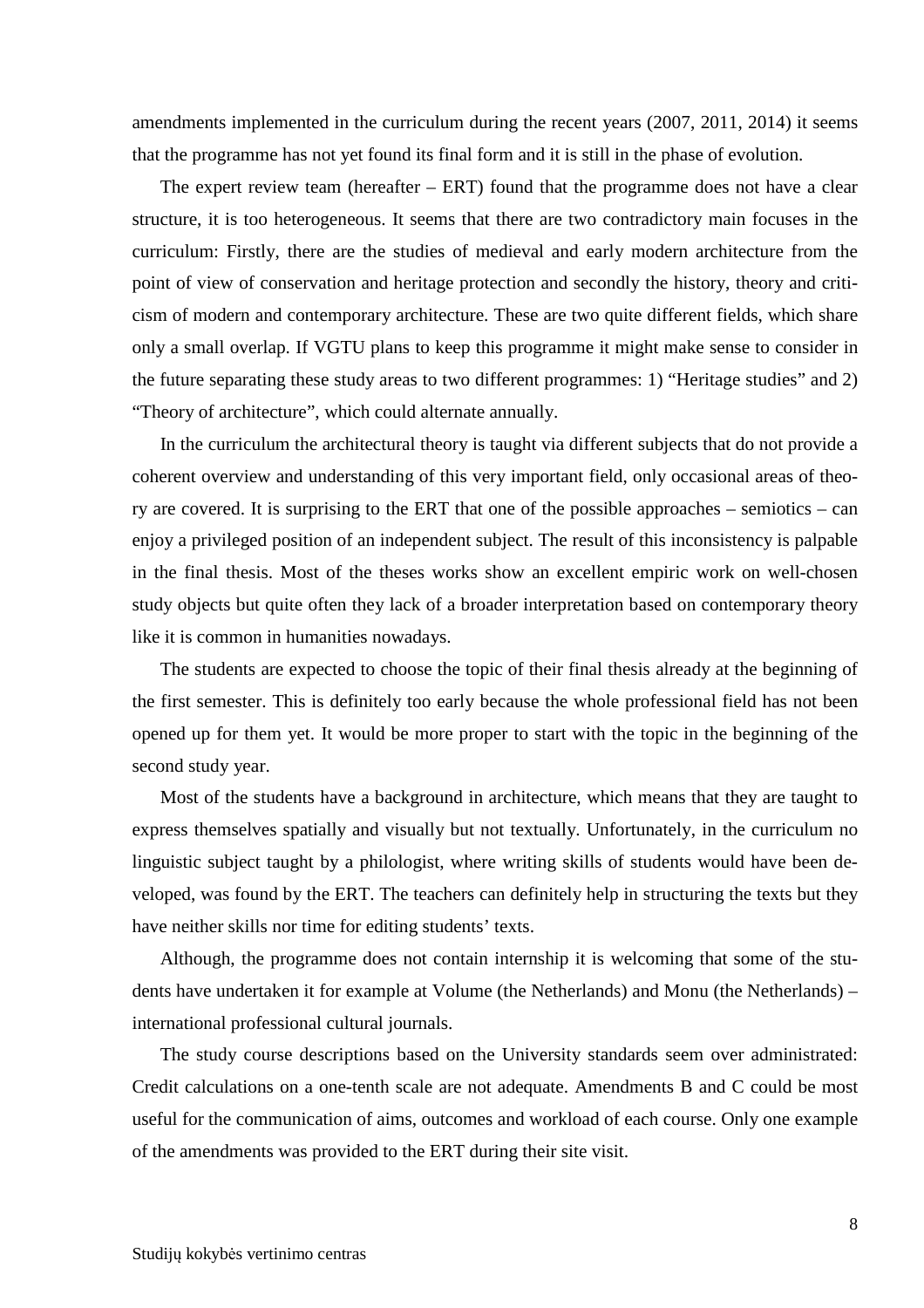amendments implemented in the curriculum during the recent years (2007, 2011, 2014) it seems that the programme has not yet found its final form and it is still in the phase of evolution.

The expert review team (hereafter – ERT) found that the programme does not have a clear structure, it is too heterogeneous. It seems that there are two contradictory main focuses in the curriculum: Firstly, there are the studies of medieval and early modern architecture from the point of view of conservation and heritage protection and secondly the history, theory and criticism of modern and contemporary architecture. These are two quite different fields, which share only a small overlap. If VGTU plans to keep this programme it might make sense to consider in the future separating these study areas to two different programmes: 1) "Heritage studies" and 2) "Theory of architecture", which could alternate annually.

In the curriculum the architectural theory is taught via different subjects that do not provide a coherent overview and understanding of this very important field, only occasional areas of theory are covered. It is surprising to the ERT that one of the possible approaches – semiotics – can enjoy a privileged position of an independent subject. The result of this inconsistency is palpable in the final thesis. Most of the theses works show an excellent empiric work on well-chosen study objects but quite often they lack of a broader interpretation based on contemporary theory like it is common in humanities nowadays.

The students are expected to choose the topic of their final thesis already at the beginning of the first semester. This is definitely too early because the whole professional field has not been opened up for them yet. It would be more proper to start with the topic in the beginning of the second study year.

Most of the students have a background in architecture, which means that they are taught to express themselves spatially and visually but not textually. Unfortunately, in the curriculum no linguistic subject taught by a philologist, where writing skills of students would have been developed, was found by the ERT. The teachers can definitely help in structuring the texts but they have neither skills nor time for editing students' texts.

Although, the programme does not contain internship it is welcoming that some of the students have undertaken it for example at Volume (the Netherlands) and Monu (the Netherlands) – international professional cultural journals.

The study course descriptions based on the University standards seem over administrated: Credit calculations on a one-tenth scale are not adequate. Amendments B and C could be most useful for the communication of aims, outcomes and workload of each course. Only one example of the amendments was provided to the ERT during their site visit.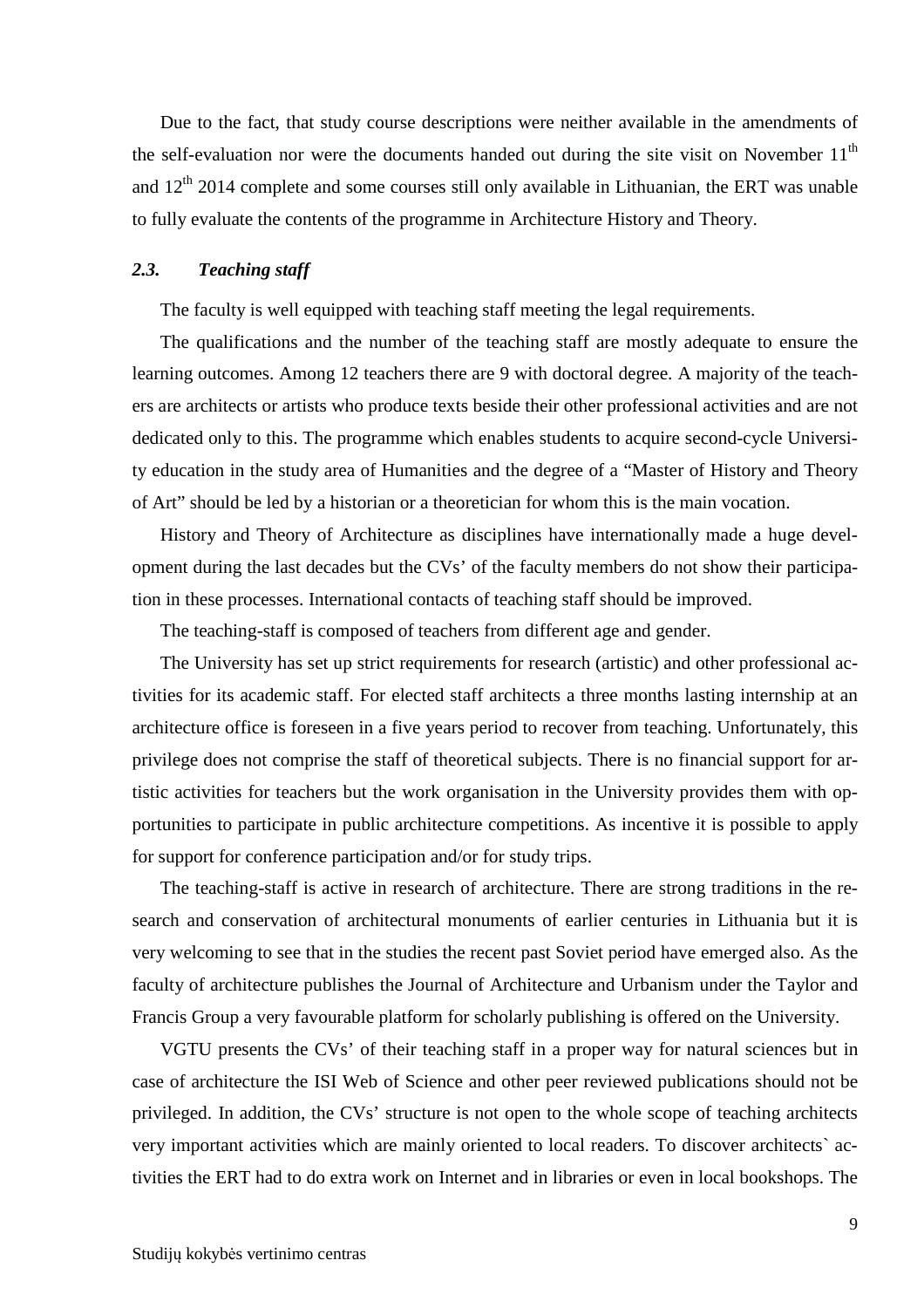Due to the fact, that study course descriptions were neither available in the amendments of the self-evaluation nor were the documents handed out during the site visit on November 11th and 12th 2014 complete and some courses still only available in Lithuanian, the ERT was unable to fully evaluate the contents of the programme in Architecture History and Theory.

### *2.3. Teaching staff*

The faculty is well equipped with teaching staff meeting the legal requirements.

The qualifications and the number of the teaching staff are mostly adequate to ensure the learning outcomes. Among 12 teachers there are 9 with doctoral degree. A majority of the teachers are architects or artists who produce texts beside their other professional activities and are not dedicated only to this. The programme which enables students to acquire second-cycle University education in the study area of Humanities and the degree of a "Master of History and Theory of Art" should be led by a historian or a theoretician for whom this is the main vocation.

History and Theory of Architecture as disciplines have internationally made a huge development during the last decades but the CVs' of the faculty members do not show their participation in these processes. International contacts of teaching staff should be improved.

The teaching-staff is composed of teachers from different age and gender.

The University has set up strict requirements for research (artistic) and other professional activities for its academic staff. For elected staff architects a three months lasting internship at an architecture office is foreseen in a five years period to recover from teaching. Unfortunately, this privilege does not comprise the staff of theoretical subjects. There is no financial support for artistic activities for teachers but the work organisation in the University provides them with opportunities to participate in public architecture competitions. As incentive it is possible to apply for support for conference participation and/or for study trips.

The teaching-staff is active in research of architecture. There are strong traditions in the research and conservation of architectural monuments of earlier centuries in Lithuania but it is very welcoming to see that in the studies the recent past Soviet period have emerged also. As the faculty of architecture publishes the Journal of Architecture and Urbanism under the Taylor and Francis Group a very favourable platform for scholarly publishing is offered on the University.

VGTU presents the CVs' of their teaching staff in a proper way for natural sciences but in case of architecture the ISI Web of Science and other peer reviewed publications should not be privileged. In addition, the CVs' structure is not open to the whole scope of teaching architects very important activities which are mainly oriented to local readers. To discover architects` activities the ERT had to do extra work on Internet and in libraries or even in local bookshops. The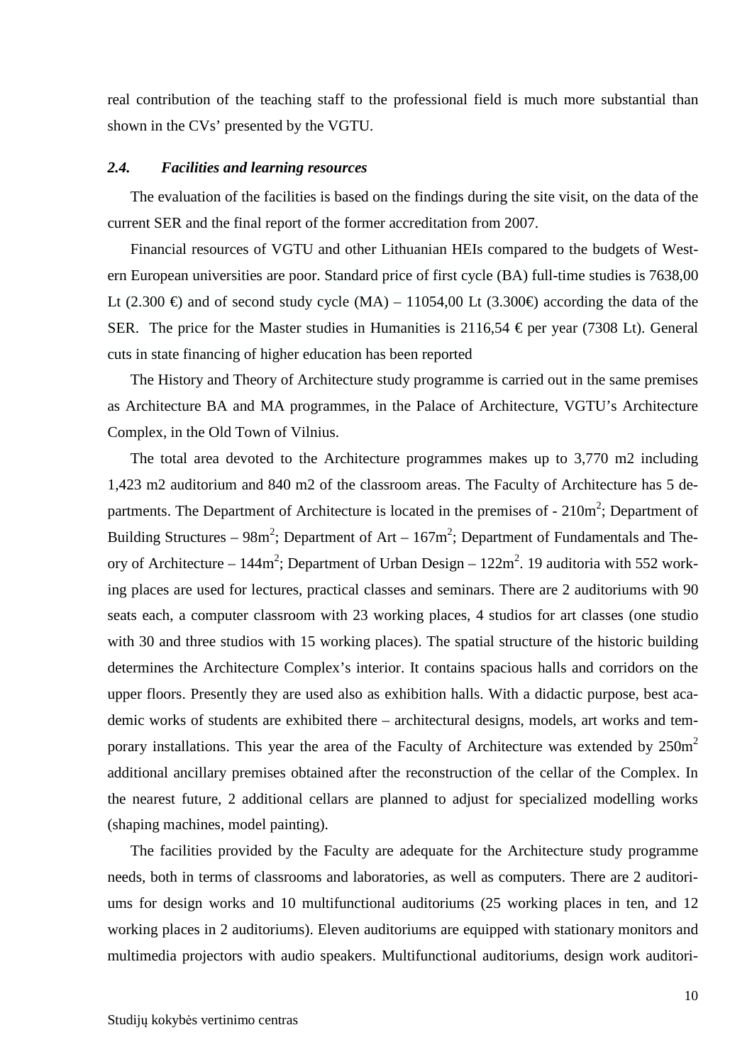real contribution of the teaching staff to the professional field is much more substantial than shown in the CVs' presented by the VGTU.

### *2.4. Facilities and learning resources*

The evaluation of the facilities is based on the findings during the site visit, on the data of the current SER and the final report of the former accreditation from 2007.

Financial resources of VGTU and other Lithuanian HEIs compared to the budgets of Western European universities are poor. Standard price of first cycle (BA) full-time studies is 7638,00 Lt (2.300 €) and of second study cycle (MA) – 11054,00 Lt (3.300€) according the data of the SER. The price for the Master studies in Humanities is 2116,54 € per year (7308 Lt). General cuts in state financing of higher education has been reported

The History and Theory of Architecture study programme is carried out in the same premises as Architecture BA and MA programmes, in the Palace of Architecture, VGTU's Architecture Complex, in the Old Town of Vilnius.

The total area devoted to the Architecture programmes makes up to 3,770 m2 including 1,423 m2 auditorium and 840 m2 of the classroom areas. The Faculty of Architecture has 5 departments. The Department of Architecture is located in the premises of - 210m$^2$; Department of Building Structures – 98m$^2$; Department of Art – 167m$^2$; Department of Fundamentals and Theory of Architecture – 144m$^2$; Department of Urban Design – 122m$^2$. 19 auditoria with 552 working places are used for lectures, practical classes and seminars. There are 2 auditoriums with 90 seats each, a computer classroom with 23 working places, 4 studios for art classes (one studio with 30 and three studios with 15 working places). The spatial structure of the historic building determines the Architecture Complex's interior. It contains spacious halls and corridors on the upper floors. Presently they are used also as exhibition halls. With a didactic purpose, best academic works of students are exhibited there – architectural designs, models, art works and temporary installations. This year the area of the Faculty of Architecture was extended by 250m$^2$ additional ancillary premises obtained after the reconstruction of the cellar of the Complex. In the nearest future, 2 additional cellars are planned to adjust for specialized modelling works (shaping machines, model painting).

The facilities provided by the Faculty are adequate for the Architecture study programme needs, both in terms of classrooms and laboratories, as well as computers. There are 2 auditoriums for design works and 10 multifunctional auditoriums (25 working places in ten, and 12 working places in 2 auditoriums). Eleven auditoriums are equipped with stationary monitors and multimedia projectors with audio speakers. Multifunctional auditoriums, design work auditori-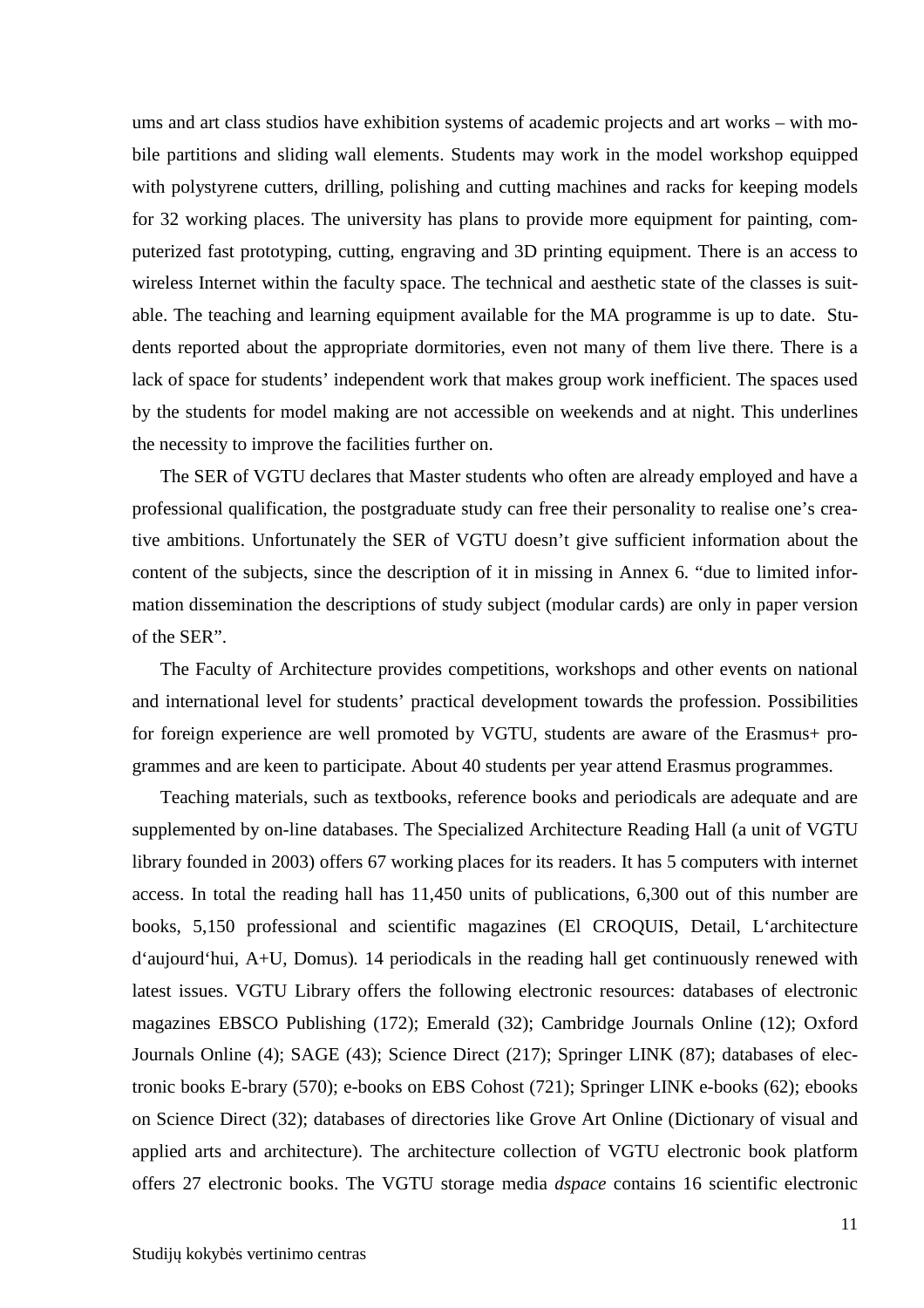ums and art class studios have exhibition systems of academic projects and art works – with mobile partitions and sliding wall elements. Students may work in the model workshop equipped with polystyrene cutters, drilling, polishing and cutting machines and racks for keeping models for 32 working places. The university has plans to provide more equipment for painting, computerized fast prototyping, cutting, engraving and 3D printing equipment. There is an access to wireless Internet within the faculty space. The technical and aesthetic state of the classes is suitable. The teaching and learning equipment available for the MA programme is up to date. Students reported about the appropriate dormitories, even not many of them live there. There is a lack of space for students' independent work that makes group work inefficient. The spaces used by the students for model making are not accessible on weekends and at night. This underlines the necessity to improve the facilities further on.

The SER of VGTU declares that Master students who often are already employed and have a professional qualification, the postgraduate study can free their personality to realise one's creative ambitions. Unfortunately the SER of VGTU doesn't give sufficient information about the content of the subjects, since the description of it in missing in Annex 6. "due to limited information dissemination the descriptions of study subject (modular cards) are only in paper version of the SER".

The Faculty of Architecture provides competitions, workshops and other events on national and international level for students' practical development towards the profession. Possibilities for foreign experience are well promoted by VGTU, students are aware of the Erasmus+ programmes and are keen to participate. About 40 students per year attend Erasmus programmes.

Teaching materials, such as textbooks, reference books and periodicals are adequate and are supplemented by on-line databases. The Specialized Architecture Reading Hall (a unit of VGTU library founded in 2003) offers 67 working places for its readers. It has 5 computers with internet access. In total the reading hall has 11,450 units of publications, 6,300 out of this number are books, 5,150 professional and scientific magazines (El CROQUIS, Detail, L'architecture d'aujourd'hui, A+U, Domus). 14 periodicals in the reading hall get continuously renewed with latest issues. VGTU Library offers the following electronic resources: databases of electronic magazines EBSCO Publishing (172); Emerald (32); Cambridge Journals Online (12); Oxford Journals Online (4); SAGE (43); Science Direct (217); Springer LINK (87); databases of electronic books E-brary (570); e-books on EBS Cohost (721); Springer LINK e-books (62); ebooks on Science Direct (32); databases of directories like Grove Art Online (Dictionary of visual and applied arts and architecture). The architecture collection of VGTU electronic book platform offers 27 electronic books. The VGTU storage media *dspace* contains 16 scientific electronic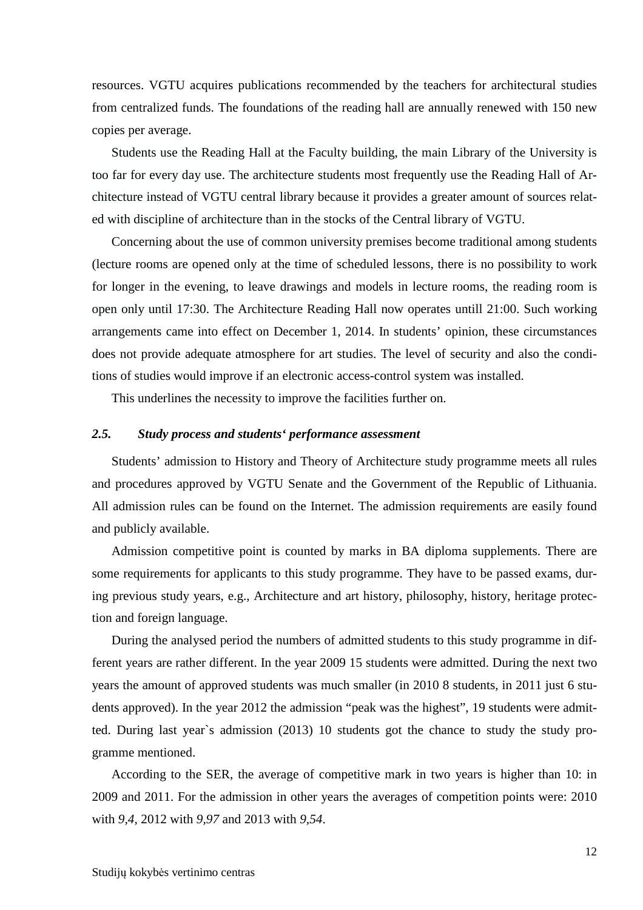resources. VGTU acquires publications recommended by the teachers for architectural studies from centralized funds. The foundations of the reading hall are annually renewed with 150 new copies per average.

Students use the Reading Hall at the Faculty building, the main Library of the University is too far for every day use. The architecture students most frequently use the Reading Hall of Architecture instead of VGTU central library because it provides a greater amount of sources related with discipline of architecture than in the stocks of the Central library of VGTU.

Concerning about the use of common university premises become traditional among students (lecture rooms are opened only at the time of scheduled lessons, there is no possibility to work for longer in the evening, to leave drawings and models in lecture rooms, the reading room is open only until 17:30. The Architecture Reading Hall now operates untill 21:00. Such working arrangements came into effect on December 1, 2014. In students' opinion, these circumstances does not provide adequate atmosphere for art studies. The level of security and also the conditions of studies would improve if an electronic access-control system was installed.

This underlines the necessity to improve the facilities further on.

### *2.5. Study process and students' performance assessment*

Students' admission to History and Theory of Architecture study programme meets all rules and procedures approved by VGTU Senate and the Government of the Republic of Lithuania. All admission rules can be found on the Internet. The admission requirements are easily found and publicly available.

Admission competitive point is counted by marks in BA diploma supplements. There are some requirements for applicants to this study programme. They have to be passed exams, during previous study years, e.g., Architecture and art history, philosophy, history, heritage protection and foreign language.

During the analysed period the numbers of admitted students to this study programme in different years are rather different. In the year 2009 15 students were admitted. During the next two years the amount of approved students was much smaller (in 2010 8 students, in 2011 just 6 students approved). In the year 2012 the admission "peak was the highest", 19 students were admitted. During last year`s admission (2013) 10 students got the chance to study the study programme mentioned.

According to the SER, the average of competitive mark in two years is higher than 10: in 2009 and 2011. For the admission in other years the averages of competition points were: 2010 with *9,4*, 2012 with *9,97* and 2013 with *9,54*.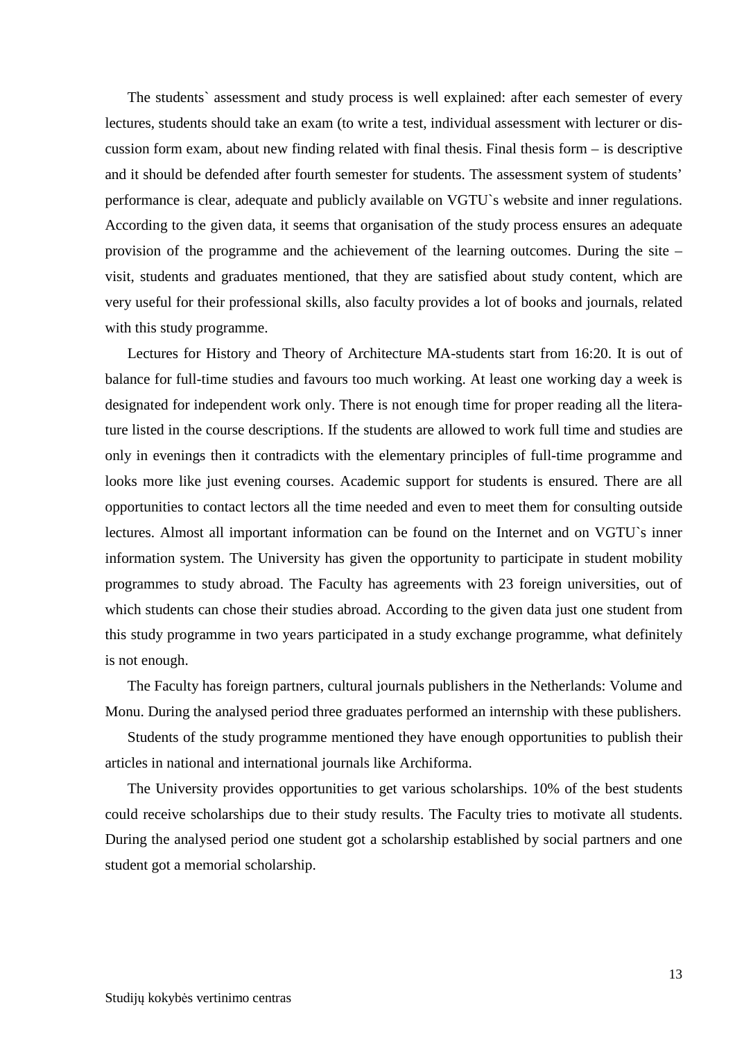The students` assessment and study process is well explained: after each semester of every lectures, students should take an exam (to write a test, individual assessment with lecturer or discussion form exam, about new finding related with final thesis. Final thesis form – is descriptive and it should be defended after fourth semester for students. The assessment system of students' performance is clear, adequate and publicly available on VGTU`s website and inner regulations. According to the given data, it seems that organisation of the study process ensures an adequate provision of the programme and the achievement of the learning outcomes. During the site – visit, students and graduates mentioned, that they are satisfied about study content, which are very useful for their professional skills, also faculty provides a lot of books and journals, related with this study programme.

Lectures for History and Theory of Architecture MA-students start from 16:20. It is out of balance for full-time studies and favours too much working. At least one working day a week is designated for independent work only. There is not enough time for proper reading all the literature listed in the course descriptions. If the students are allowed to work full time and studies are only in evenings then it contradicts with the elementary principles of full-time programme and looks more like just evening courses. Academic support for students is ensured. There are all opportunities to contact lectors all the time needed and even to meet them for consulting outside lectures. Almost all important information can be found on the Internet and on VGTU`s inner information system. The University has given the opportunity to participate in student mobility programmes to study abroad. The Faculty has agreements with 23 foreign universities, out of which students can chose their studies abroad. According to the given data just one student from this study programme in two years participated in a study exchange programme, what definitely is not enough.

The Faculty has foreign partners, cultural journals publishers in the Netherlands: Volume and Monu. During the analysed period three graduates performed an internship with these publishers.

Students of the study programme mentioned they have enough opportunities to publish their articles in national and international journals like Archiforma.

The University provides opportunities to get various scholarships. 10% of the best students could receive scholarships due to their study results. The Faculty tries to motivate all students. During the analysed period one student got a scholarship established by social partners and one student got a memorial scholarship.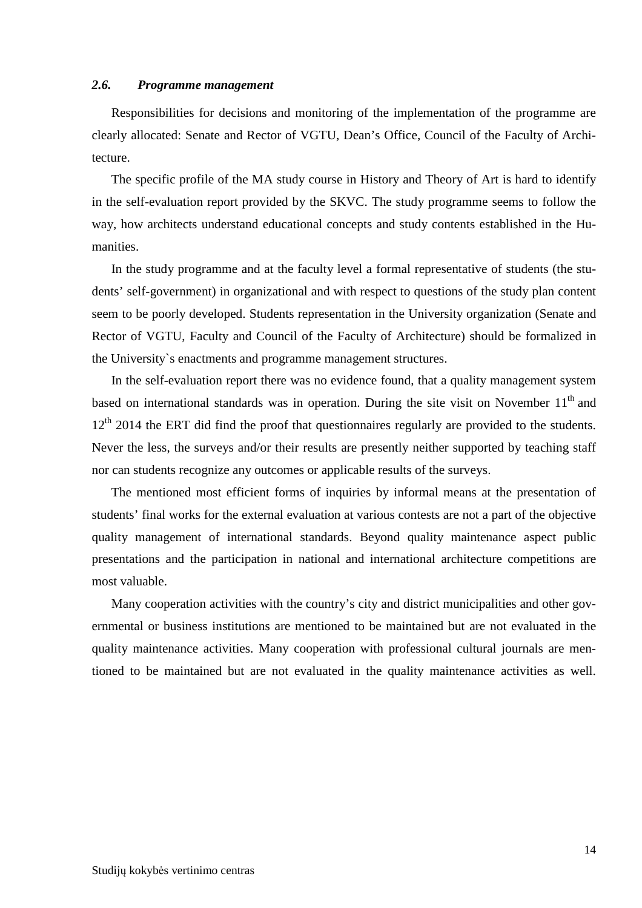### *2.6. Programme management*

Responsibilities for decisions and monitoring of the implementation of the programme are clearly allocated: Senate and Rector of VGTU, Dean's Office, Council of the Faculty of Architecture.

The specific profile of the MA study course in History and Theory of Art is hard to identify in the self-evaluation report provided by the SKVC. The study programme seems to follow the way, how architects understand educational concepts and study contents established in the Humanities.

In the study programme and at the faculty level a formal representative of students (the students' self-government) in organizational and with respect to questions of the study plan content seem to be poorly developed. Students representation in the University organization (Senate and Rector of VGTU, Faculty and Council of the Faculty of Architecture) should be formalized in the University`s enactments and programme management structures.

In the self-evaluation report there was no evidence found, that a quality management system based on international standards was in operation. During the site visit on November 11th and 12th 2014 the ERT did find the proof that questionnaires regularly are provided to the students. Never the less, the surveys and/or their results are presently neither supported by teaching staff nor can students recognize any outcomes or applicable results of the surveys.

The mentioned most efficient forms of inquiries by informal means at the presentation of students' final works for the external evaluation at various contests are not a part of the objective quality management of international standards. Beyond quality maintenance aspect public presentations and the participation in national and international architecture competitions are most valuable.

Many cooperation activities with the country's city and district municipalities and other governmental or business institutions are mentioned to be maintained but are not evaluated in the quality maintenance activities. Many cooperation with professional cultural journals are mentioned to be maintained but are not evaluated in the quality maintenance activities as well.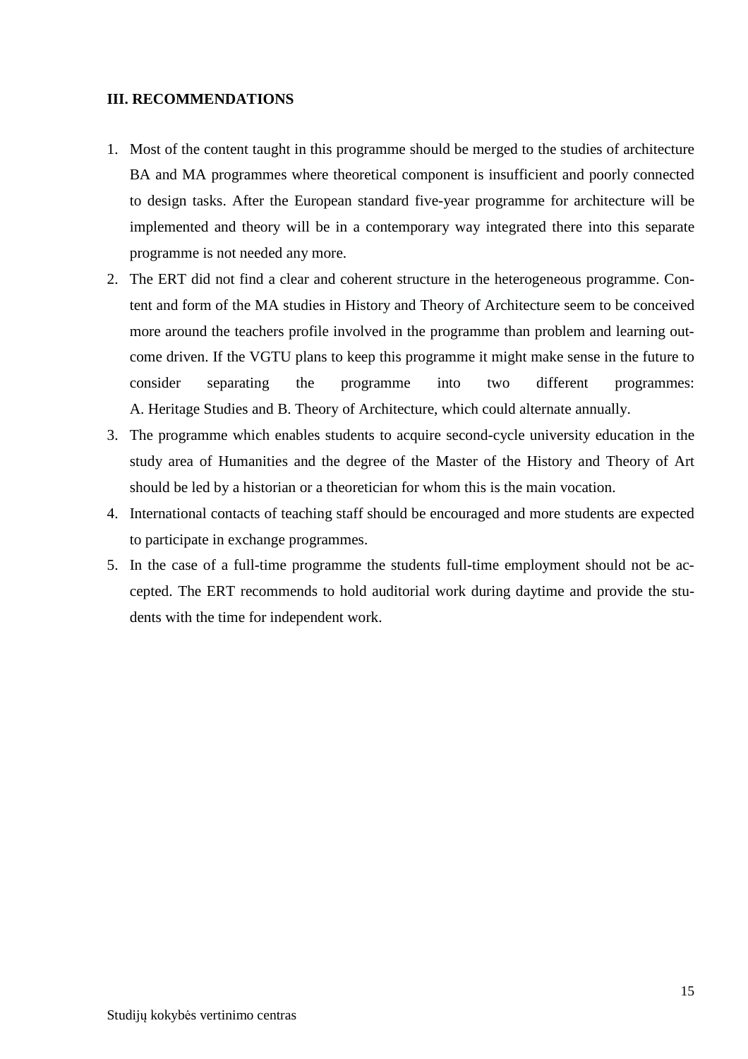## III. RECOMMENDATIONS

1. Most of the content taught in this programme should be merged to the studies of architecture BA and MA programmes where theoretical component is insufficient and poorly connected to design tasks. After the European standard five-year programme for architecture will be implemented and theory will be in a contemporary way integrated there into this separate programme is not needed any more.
2. The ERT did not find a clear and coherent structure in the heterogeneous programme. Content and form of the MA studies in History and Theory of Architecture seem to be conceived more around the teachers profile involved in the programme than problem and learning outcome driven. If the VGTU plans to keep this programme it might make sense in the future to consider separating the programme into two different programmes: A. Heritage Studies and B. Theory of Architecture, which could alternate annually.
3. The programme which enables students to acquire second-cycle university education in the study area of Humanities and the degree of the Master of the History and Theory of Art should be led by a historian or a theoretician for whom this is the main vocation.
4. International contacts of teaching staff should be encouraged and more students are expected to participate in exchange programmes.
5. In the case of a full-time programme the students full-time employment should not be accepted. The ERT recommends to hold auditorial work during daytime and provide the students with the time for independent work.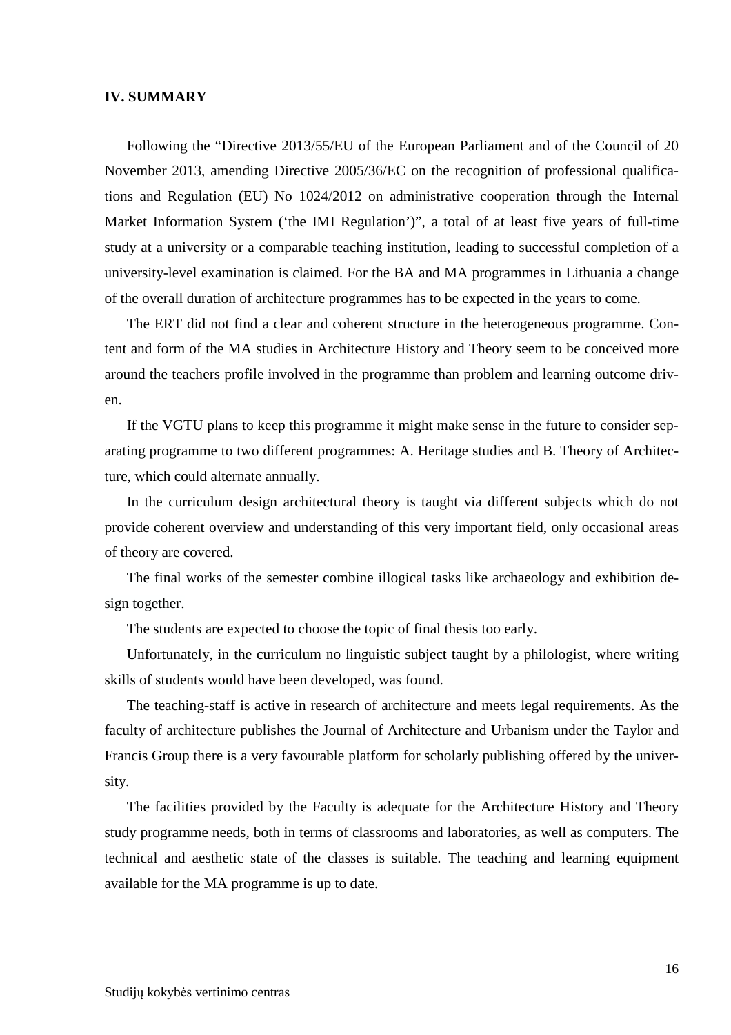## IV. SUMMARY

Following the "Directive 2013/55/EU of the European Parliament and of the Council of 20 November 2013, amending Directive 2005/36/EC on the recognition of professional qualifications and Regulation (EU) No 1024/2012 on administrative cooperation through the Internal Market Information System ('the IMI Regulation')", a total of at least five years of full-time study at a university or a comparable teaching institution, leading to successful completion of a university-level examination is claimed. For the BA and MA programmes in Lithuania a change of the overall duration of architecture programmes has to be expected in the years to come.

The ERT did not find a clear and coherent structure in the heterogeneous programme. Content and form of the MA studies in Architecture History and Theory seem to be conceived more around the teachers profile involved in the programme than problem and learning outcome driven.

If the VGTU plans to keep this programme it might make sense in the future to consider separating programme to two different programmes: A. Heritage studies and B. Theory of Architecture, which could alternate annually.

In the curriculum design architectural theory is taught via different subjects which do not provide coherent overview and understanding of this very important field, only occasional areas of theory are covered.

The final works of the semester combine illogical tasks like archaeology and exhibition design together.

The students are expected to choose the topic of final thesis too early.

Unfortunately, in the curriculum no linguistic subject taught by a philologist, where writing skills of students would have been developed, was found.

The teaching-staff is active in research of architecture and meets legal requirements. As the faculty of architecture publishes the Journal of Architecture and Urbanism under the Taylor and Francis Group there is a very favourable platform for scholarly publishing offered by the university.

The facilities provided by the Faculty is adequate for the Architecture History and Theory study programme needs, both in terms of classrooms and laboratories, as well as computers. The technical and aesthetic state of the classes is suitable. The teaching and learning equipment available for the MA programme is up to date.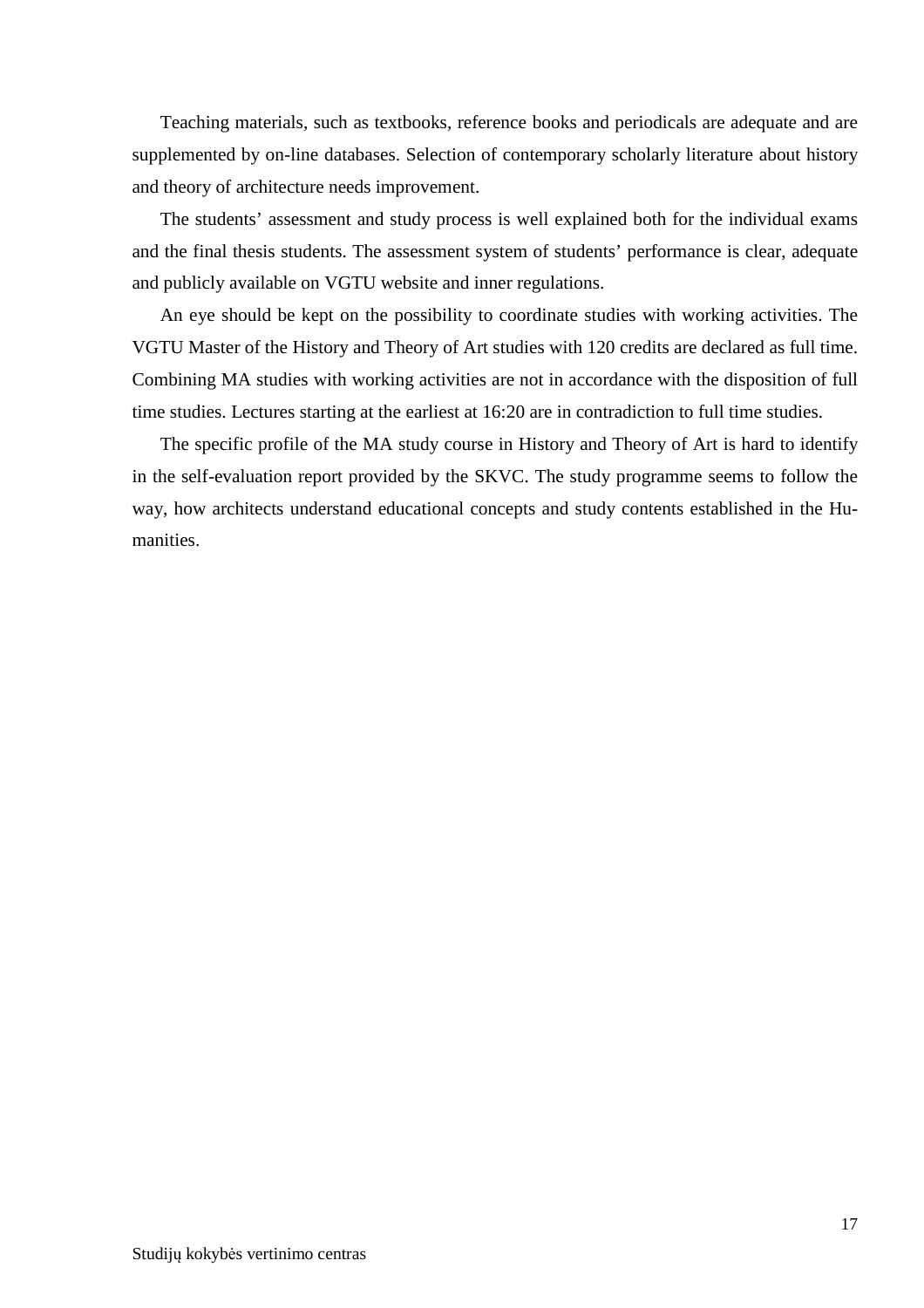Teaching materials, such as textbooks, reference books and periodicals are adequate and are supplemented by on-line databases. Selection of contemporary scholarly literature about history and theory of architecture needs improvement.

The students' assessment and study process is well explained both for the individual exams and the final thesis students. The assessment system of students' performance is clear, adequate and publicly available on VGTU website and inner regulations.

An eye should be kept on the possibility to coordinate studies with working activities. The VGTU Master of the History and Theory of Art studies with 120 credits are declared as full time. Combining MA studies with working activities are not in accordance with the disposition of full time studies. Lectures starting at the earliest at 16:20 are in contradiction to full time studies.

The specific profile of the MA study course in History and Theory of Art is hard to identify in the self-evaluation report provided by the SKVC. The study programme seems to follow the way, how architects understand educational concepts and study contents established in the Humanities.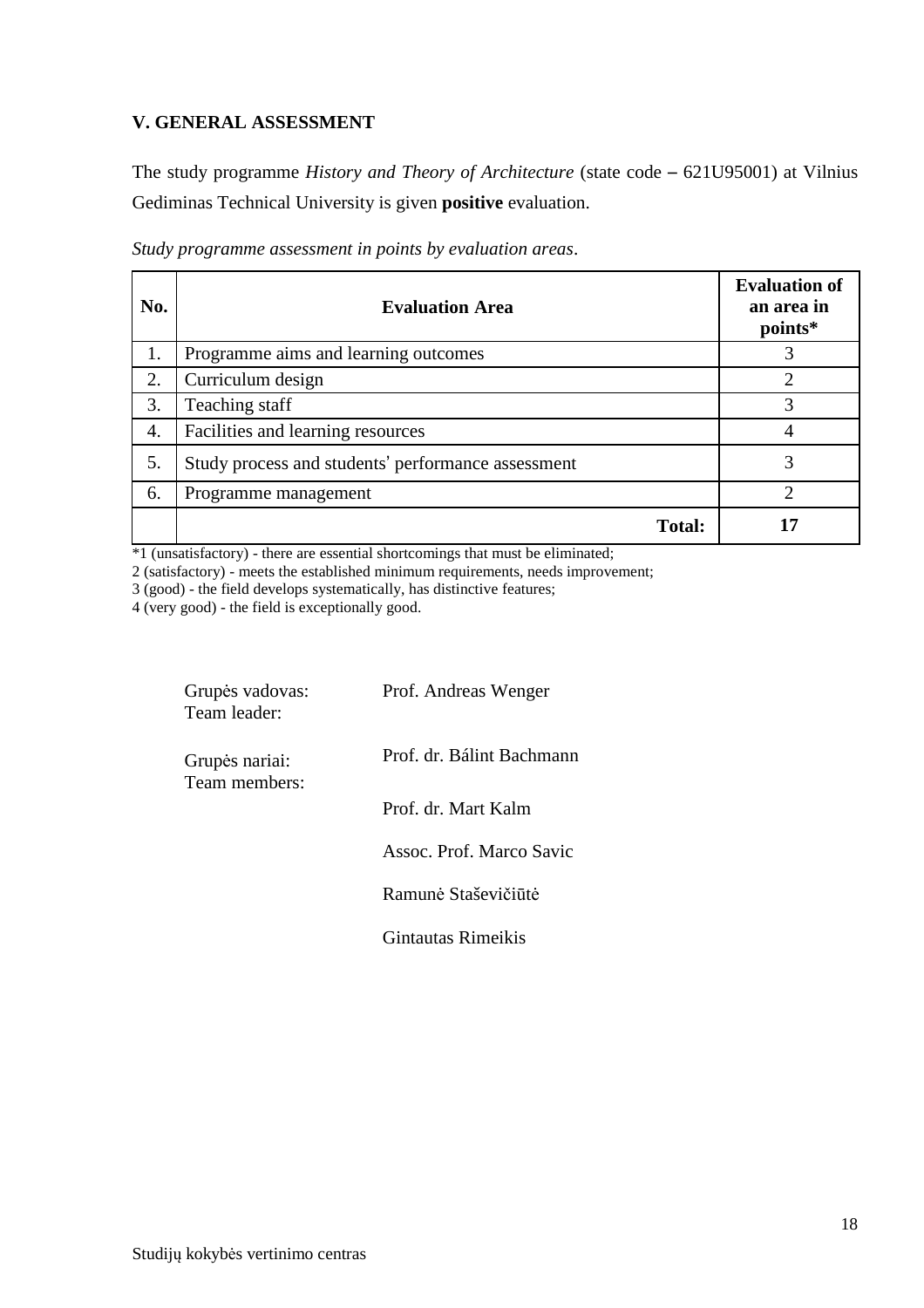## V. GENERAL ASSESSMENT

The study programme *History and Theory of Architecture* (state code – 621U95001) at Vilnius Gediminas Technical University is given **positive** evaluation.

*Study programme assessment in points by evaluation areas*.

| No. | Evaluation Area | Evaluation of an area in points* |
|---|---|---|
| 1. | Programme aims and learning outcomes | 3 |
| 2. | Curriculum design | 2 |
| 3. | Teaching staff | 3 |
| 4. | Facilities and learning resources | 4 |
| 5. | Study process and students' performance assessment | 3 |
| 6. | Programme management | 2 |
| | **Total:** | **17** |

*1 (unsatisfactory) - there are essential shortcomings that must be eliminated;
2 (satisfactory) - meets the established minimum requirements, needs improvement;
3 (good) - the field develops systematically, has distinctive features;
4 (very good) - the field is exceptionally good.

Grupės vadovas:
Team leader: Prof. Andreas Wenger

Grupės nariai:
Team members: Prof. dr. Bálint Bachmann

Prof. dr. Mart Kalm

Assoc. Prof. Marco Savic

Ramunė Staševičiūtė

Gintautas Rimeikis

Studijų kokybės vertinimo centras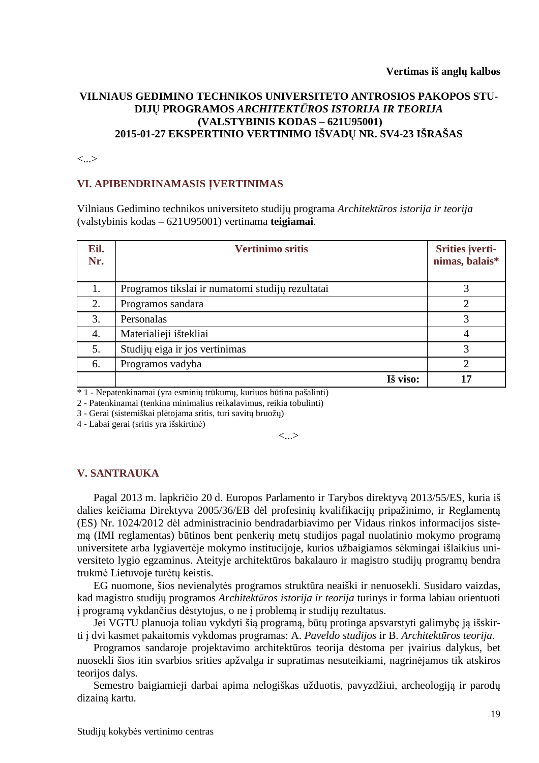**Vertimas iš anglų kalbos**

**VILNIAUS GEDIMINO TECHNIKOS UNIVERSITETO ANTROSIOS PAKOPOS STUDIJŲ PROGRAMOS *ARCHITEKTŪROS ISTORIJA IR TEORIJA* (VALSTYBINIS KODAS – 621U95001) 2015-01-27 EKSPERTINIO VERTINIMO IŠVADŲ NR. SV4-23 IŠRAŠAS**

<...>

## VI. APIBENDRINAMASIS ĮVERTINIMAS

Vilniaus Gedimino technikos universiteto studijų programa *Architektūros istorija ir teorija* (valstybinis kodas – 621U95001) vertinama **teigiamai**.

| Eil. Nr. | Vertinimo sritis | Srities įvertinimas, balais* |
|---|---|---|
| 1. | Programos tikslai ir numatomi studijų rezultatai | 3 |
| 2. | Programos sandara | 2 |
| 3. | Personalas | 3 |
| 4. | Materialieji ištekliai | 4 |
| 5. | Studijų eiga ir jos vertinimas | 3 |
| 6. | Programos vadyba | 2 |
| | **Iš viso:** | **17** |

\* 1 - Nepatenkinamai (yra esminių trūkumų, kuriuos būtina pašalinti)
2 - Patenkinamai (tenkina minimalius reikalavimus, reikia tobulinti)
3 - Gerai (sistemiškai plėtojama sritis, turi savitų bruožų)
4 - Labai gerai (sritis yra išskirtinė)

<...>

## V. SANTRAUKA

Pagal 2013 m. lapkričio 20 d. Europos Parlamento ir Tarybos direktyvą 2013/55/ES, kuria iš dalies keičiama Direktyva 2005/36/EB dėl profesinių kvalifikacijų pripažinimo, ir Reglamentą (ES) Nr. 1024/2012 dėl administracinio bendradarbiavimo per Vidaus rinkos informacijos sistemą (IMI reglamentas) būtinos bent penkerių metų studijos pagal nuolatinio mokymo programą universitete arba lygiavertėje mokymo institucijoje, kurios užbaigiamos sėkmingai išlaikius universiteto lygio egzaminus. Ateityje architektūros bakalauro ir magistro studijų programų bendra trukmė Lietuvoje turėtų keistis.

EG nuomone, šios nevienalytės programos struktūra neaiški ir nenuosekli. Susidaro vaizdas, kad magistro studijų programos *Architektūros istorija ir teorija* turinys ir forma labiau orientuoti į programą vykdančius dėstytojus, o ne į problemą ir studijų rezultatus.

Jei VGTU planuoja toliau vykdyti šią programą, būtų protinga apsvarstyti galimybę ją išskirti į dvi kasmet pakaitomis vykdomas programas: A. *Paveldo studijos* ir B. *Architektūros teorija*.

Programos sandaroje projektavimo architektūros teorija dėstoma per įvairius dalykus, bet nuosekli šios itin svarbios srities apžvalga ir supratimas nesuteikiami, nagrinėjamos tik atskiros teorijos dalys.

Semestro baigiamieji darbai apima nelogiškas užduotis, pavyzdžiui, archeologiją ir parodų dizainą kartu.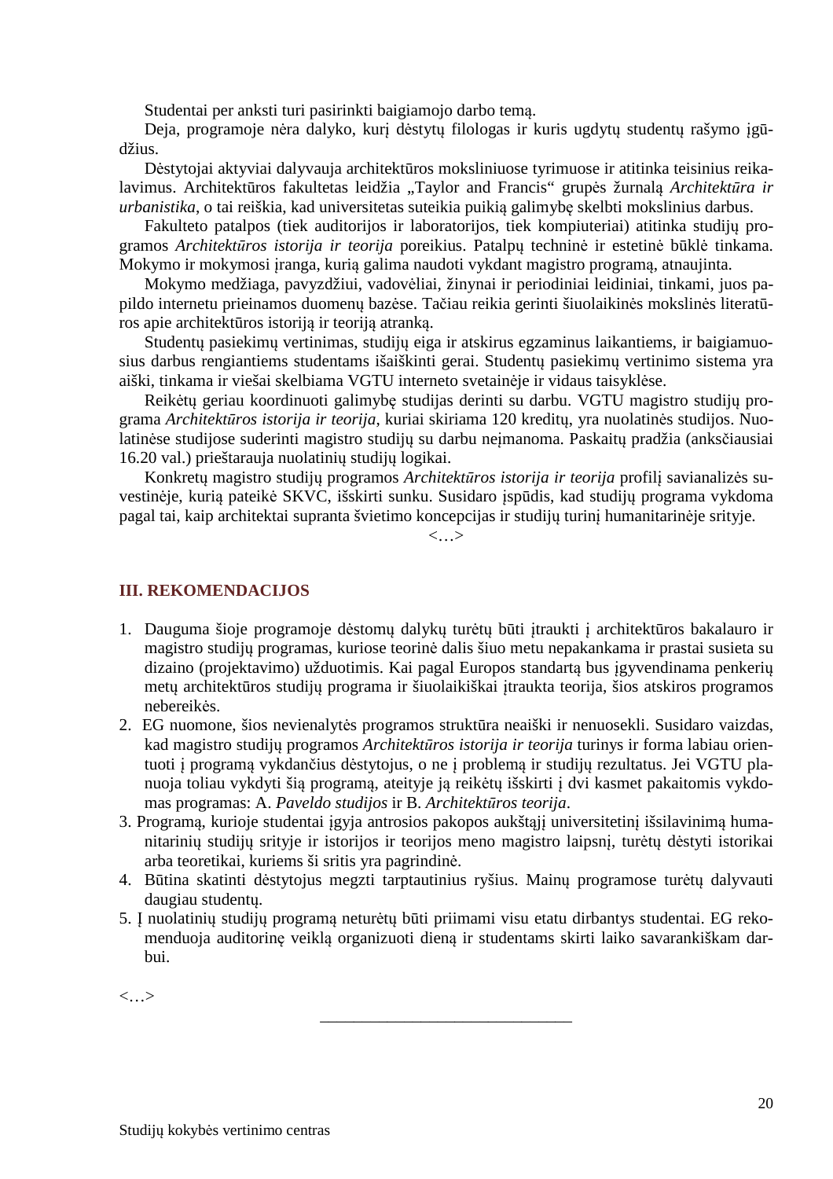Studentai per anksti turi pasirinkti baigiamojo darbo temą.

Deja, programoje nėra dalyko, kurį dėstytų filologas ir kuris ugdytų studentų rašymo įgūdžius.

Dėstytojai aktyviai dalyvauja architektūros moksliniuose tyrimuose ir atitinka teisinius reikalavimus. Architektūros fakultetas leidžia „Taylor and Francis“ grupės žurnalą *Architektūra ir urbanistika*, o tai reiškia, kad universitetas suteikia puikią galimybę skelbti mokslinius darbus.

Fakulteto patalpos (tiek auditorijos ir laboratorijos, tiek kompiuteriai) atitinka studijų programos *Architektūros istorija ir teorija* poreikius. Patalpų techninė ir estetinė būklė tinkama. Mokymo ir mokymosi įranga, kurią galima naudoti vykdant magistro programą, atnaujinta.

Mokymo medžiaga, pavyzdžiui, vadovėliai, žinynai ir periodiniai leidiniai, tinkami, juos papildo internetu prieinamos duomenų bazėse. Tačiau reikia gerinti šiuolaikinės mokslinės literatūros apie architektūros istoriją ir teoriją atranką.

Studentų pasiekimų vertinimas, studijų eiga ir atskirus egzaminus laikantiems, ir baigiamuosius darbus rengiantiems studentams išaiškinti gerai. Studentų pasiekimų vertinimo sistema yra aiški, tinkama ir viešai skelbiama VGTU interneto svetainėje ir vidaus taisyklėse.

Reikėtų geriau koordinuoti galimybę studijas derinti su darbu. VGTU magistro studijų programa *Architektūros istorija ir teorija*, kuriai skiriama 120 kreditų, yra nuolatinės studijos. Nuolatinėse studijose suderinti magistro studijų su darbu neįmanoma. Paskaitų pradžia (anksčiausiai 16.20 val.) prieštarauja nuolatinių studijų logikai.

Konkretų magistro studijų programos *Architektūros istorija ir teorija* profilį savianalizės suvestinėje, kurią pateikė SKVC, išskirti sunku. Susidaro įspūdis, kad studijų programa vykdoma pagal tai, kaip architektai supranta švietimo koncepcijas ir studijų turinį humanitarinėje srityje.

<…>

## III. REKOMENDACIJOS

1. Dauguma šioje programoje dėstomų dalykų turėtų būti įtraukti į architektūros bakalauro ir magistro studijų programas, kuriose teorinė dalis šiuo metu nepakankama ir prastai susieta su dizaino (projektavimo) užduotimis. Kai pagal Europos standartą bus įgyvendinama penkerių metų architektūros studijų programa ir šiuolaikiškai įtraukta teorija, šios atskiros programos nebereikės.
2. EG nuomone, šios nevienalytės programos struktūra neaiški ir nenuosekli. Susidaro vaizdas, kad magistro studijų programos *Architektūros istorija ir teorija* turinys ir forma labiau orientuoti į programą vykdančius dėstytojus, o ne į problemą ir studijų rezultatus. Jei VGTU planuoja toliau vykdyti šią programą, ateityje ją reikėtų išskirti į dvi kasmet pakaitomis vykdomas programas: A. *Paveldo studijos* ir B. *Architektūros teorija*.
3. Programą, kurioje studentai įgyja antrosios pakopos aukštąjį universitetinį išsilavinimą humanitarinių studijų srityje ir istorijos ir teorijos meno magistro laipsnį, turėtų dėstyti istorikai arba teoretikai, kuriems ši sritis yra pagrindinė.
4. Būtina skatinti dėstytojus megzti tarptautinius ryšius. Mainų programose turėtų dalyvauti daugiau studentų.
5. Į nuolatinių studijų programą neturėtų būti priimami visu etatu dirbantys studentai. EG rekomenduoja auditorinę veiklą organizuoti dieną ir studentams skirti laiko savarankiškam darbui.

<…>

______________________________